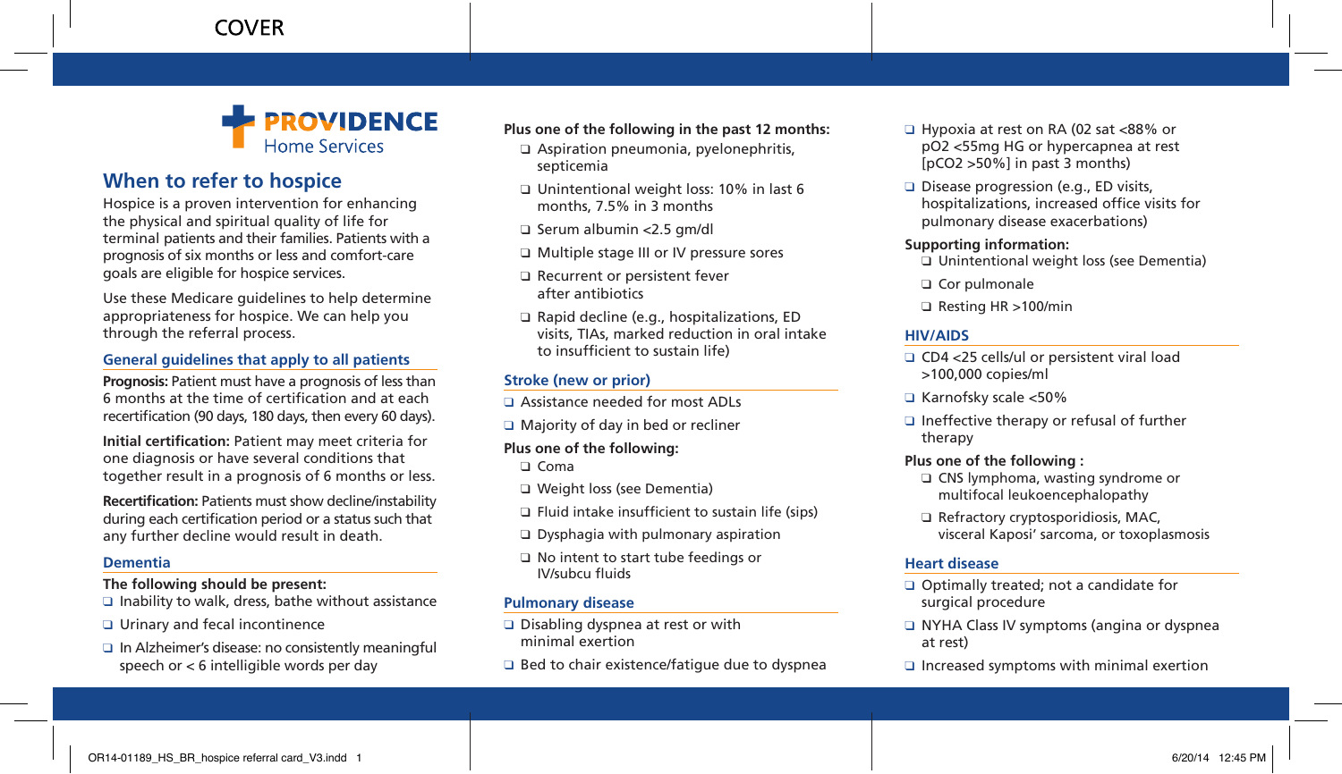PROVIDENCE Home Services

# When to refer to hospice

Hospice is a proven intervention for enhancing the physical and spiritual quality of life for terminal patients and their families. Patients with a prognosis of six months or less and comfort-care goals are eligible for hospice services.

Use these Medicare guidelines to help determine appropriateness for hospice. We can help you through the referral process.

## General guidelines that apply to all patients

**Prognosis:** Patient must have a prognosis of less than 6 months at the time of certification and at each recertification (90 days, 180 days, then every 60 days).

**Initial certification:** Patient may meet criteria for one diagnosis or have several conditions that together result in a prognosis of 6 months or less.

**Recertification:** Patients must show decline/instability during each certification period or a status such that any further decline would result in death.

## Dementia

**The following should be present:**

- ❑ Inability to walk, dress, bathe without assistance
- ❑ Urinary and fecal incontinence
- ❑ In Alzheimer's disease: no consistently meaningful speech or < 6 intelligible words per day

**Plus one of the following in the past 12 months:**

- ❑ Aspiration pneumonia, pyelonephritis, septicemia
- ❑ Unintentional weight loss: 10% in last 6 months, 7.5% in 3 months
- ❑ Serum albumin <2.5 gm/dl
- ❑ Multiple stage III or IV pressure sores
- ❑ Recurrent or persistent fever after antibiotics
- ❑ Rapid decline (e.g., hospitalizations, ED visits, TIAs, marked reduction in oral intake to insufficient to sustain life)

## Stroke (new or prior)

- ❑ Assistance needed for most ADLs
- ❑ Majority of day in bed or recliner

**Plus one of the following:**

- ❑ Coma
- ❑ Weight loss (see Dementia)
- ❑ Fluid intake insufficient to sustain life (sips)
- ❑ Dysphagia with pulmonary aspiration
- ❑ No intent to start tube feedings or IV/subcu fluids

## Pulmonary disease

- ❑ Disabling dyspnea at rest or with minimal exertion
- ❑ Bed to chair existence/fatigue due to dyspnea
- ❑ Hypoxia at rest on RA (02 sat <88% or pO2 <55mg HG or hypercapnea at rest [pCO2 >50%] in past 3 months)
- ❑ Disease progression (e.g., ED visits, hospitalizations, increased office visits for pulmonary disease exacerbations)

**Supporting information:**

- ❑ Unintentional weight loss (see Dementia)
- ❑ Cor pulmonale
- ❑ Resting HR >100/min

## HIV/AIDS

- ❑ CD4 <25 cells/ul or persistent viral load >100,000 copies/ml
- ❑ Karnofsky scale <50%
- ❑ Ineffective therapy or refusal of further therapy

**Plus one of the following :**

- ❑ CNS lymphoma, wasting syndrome or multifocal leukoencephalopathy
- ❑ Refractory cryptosporidiosis, MAC, visceral Kaposi' sarcoma, or toxoplasmosis

## Heart disease

- ❑ Optimally treated; not a candidate for surgical procedure
- ❑ NYHA Class IV symptoms (angina or dyspnea at rest)
- ❑ Increased symptoms with minimal exertion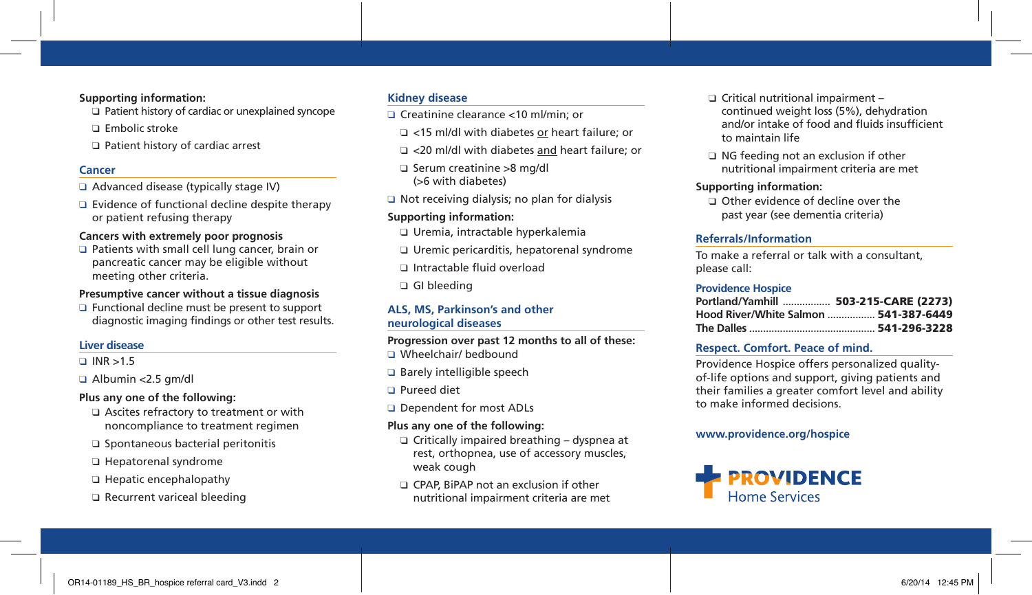**Supporting information:**

- ❑ Patient history of cardiac or unexplained syncope
- ❑ Embolic stroke
- ❑ Patient history of cardiac arrest

## Cancer

- ❑ Advanced disease (typically stage IV)
- ❑ Evidence of functional decline despite therapy or patient refusing therapy

**Cancers with extremely poor prognosis**

- ❑ Patients with small cell lung cancer, brain or pancreatic cancer may be eligible without meeting other criteria.

**Presumptive cancer without a tissue diagnosis**

- ❑ Functional decline must be present to support diagnostic imaging findings or other test results.

## Liver disease

- ❑ INR >1.5
- ❑ Albumin <2.5 gm/dl

**Plus any one of the following:**

- ❑ Ascites refractory to treatment or with noncompliance to treatment regimen
- ❑ Spontaneous bacterial peritonitis
- ❑ Hepatorenal syndrome
- ❑ Hepatic encephalopathy
- ❑ Recurrent variceal bleeding

## Kidney disease

- ❑ Creatinine clearance <10 ml/min; or
  - ❑ <15 ml/dl with diabetes <u>or</u> heart failure; or
  - ❑ <20 ml/dl with diabetes <u>and</u> heart failure; or
  - ❑ Serum creatinine >8 mg/dl (>6 with diabetes)
- ❑ Not receiving dialysis; no plan for dialysis

**Supporting information:**

- ❑ Uremia, intractable hyperkalemia
- ❑ Uremic pericarditis, hepatorenal syndrome
- ❑ Intractable fluid overload
- ❑ GI bleeding

## ALS, MS, Parkinson's and other neurological diseases

**Progression over past 12 months to all of these:**

- ❑ Wheelchair/ bedbound
- ❑ Barely intelligible speech
- ❑ Pureed diet
- ❑ Dependent for most ADLs

**Plus any one of the following:**

- ❑ Critically impaired breathing – dyspnea at rest, orthopnea, use of accessory muscles, weak cough
- ❑ CPAP, BiPAP not an exclusion if other nutritional impairment criteria are met
- ❑ Critical nutritional impairment – continued weight loss (5%), dehydration and/or intake of food and fluids insufficient to maintain life
- ❑ NG feeding not an exclusion if other nutritional impairment criteria are met

**Supporting information:**

- ❑ Other evidence of decline over the past year (see dementia criteria)

## Referrals/Information

To make a referral or talk with a consultant, please call:

**Providence Hospice**

**Portland/Yamhill** ................ **503-215-CARE (2273)**
**Hood River/White Salmon** ................ **541-387-6449**
**The Dalles** ............................................ **541-296-3228**

## Respect. Comfort. Peace of mind.

Providence Hospice offers personalized quality-of-life options and support, giving patients and their families a greater comfort level and ability to make informed decisions.

**www.providence.org/hospice**

PROVIDENCE Home Services